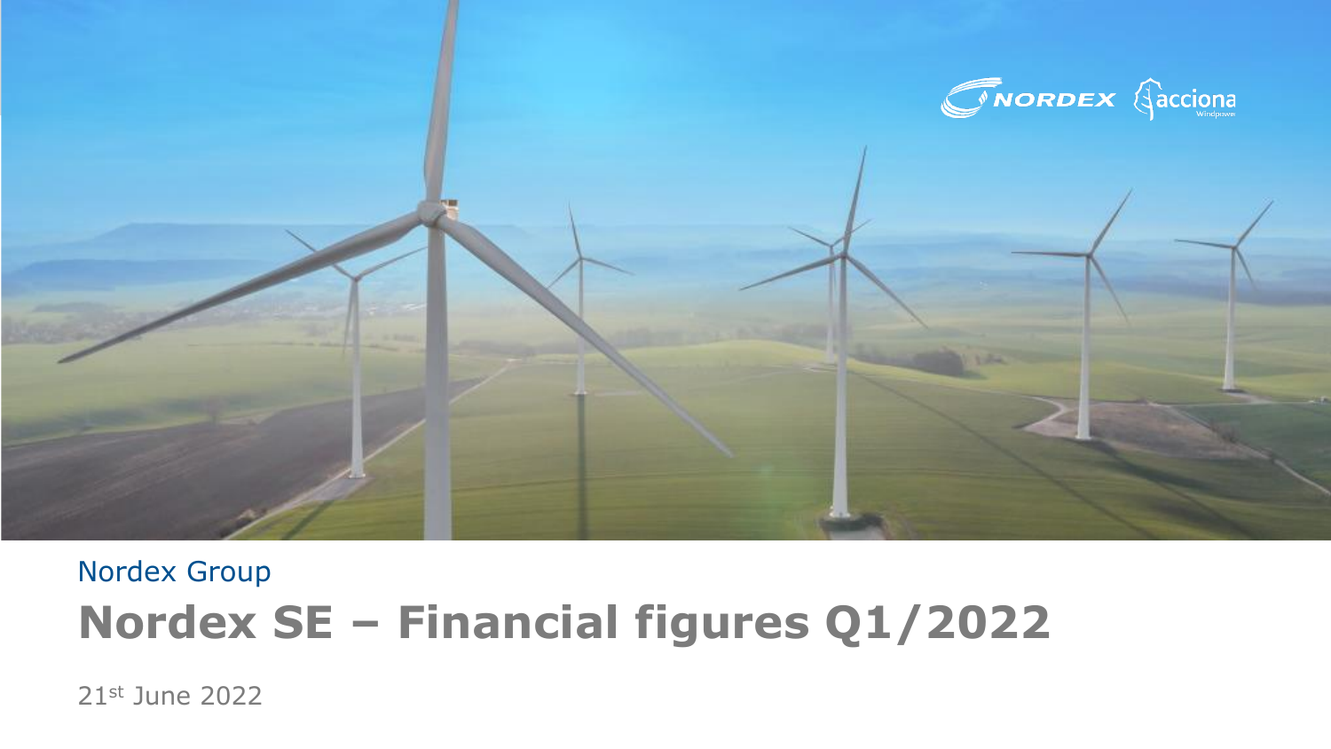Nordex Group

# Nordex SE – Financial figures Q1/2022

21st June 2022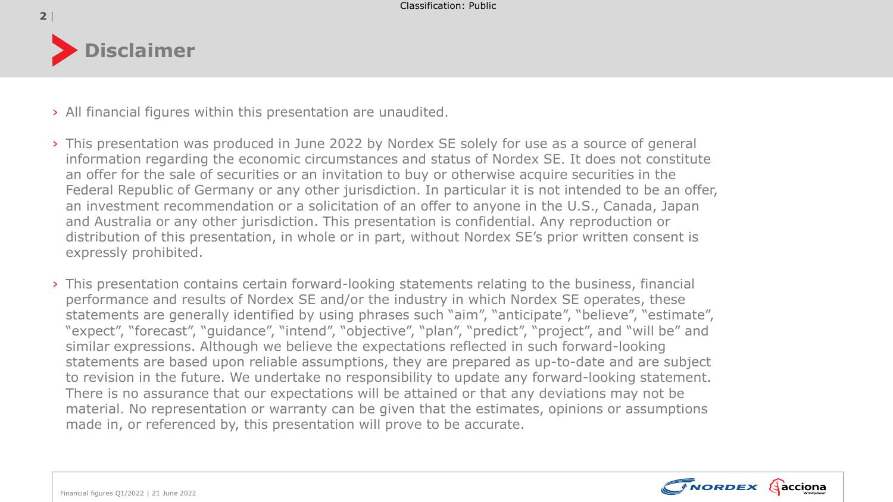# Disclaimer

- All financial figures within this presentation are unaudited.
- This presentation was produced in June 2022 by Nordex SE solely for use as a source of general information regarding the economic circumstances and status of Nordex SE. It does not constitute an offer for the sale of securities or an invitation to buy or otherwise acquire securities in the Federal Republic of Germany or any other jurisdiction. In particular it is not intended to be an offer, an investment recommendation or a solicitation of an offer to anyone in the U.S., Canada, Japan and Australia or any other jurisdiction. This presentation is confidential. Any reproduction or distribution of this presentation, in whole or in part, without Nordex SE's prior written consent is expressly prohibited.
- This presentation contains certain forward-looking statements relating to the business, financial performance and results of Nordex SE and/or the industry in which Nordex SE operates, these statements are generally identified by using phrases such "aim", "anticipate", "believe", "estimate", "expect", "forecast", "guidance", "intend", "objective", "plan", "predict", "project", and "will be" and similar expressions. Although we believe the expectations reflected in such forward-looking statements are based upon reliable assumptions, they are prepared as up-to-date and are subject to revision in the future. We undertake no responsibility to update any forward-looking statement. There is no assurance that our expectations will be attained or that any deviations may not be material. No representation or warranty can be given that the estimates, opinions or assumptions made in, or referenced by, this presentation will prove to be accurate.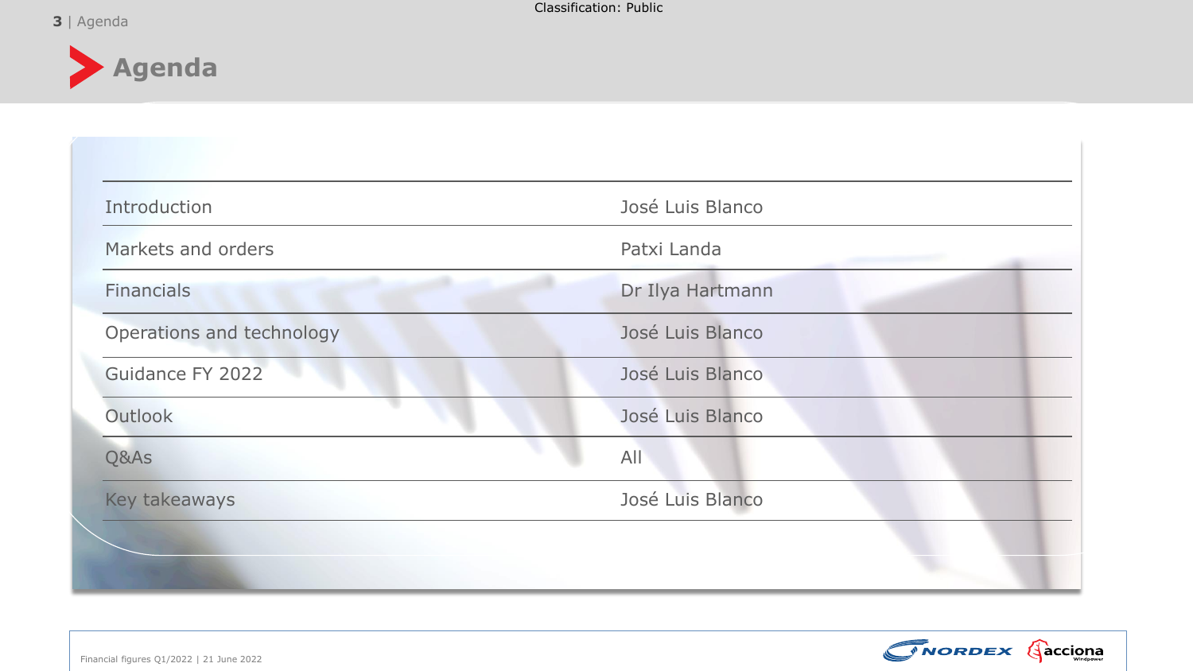# Agenda

| | |
|---|---|
| Introduction | José Luis Blanco |
| Markets and orders | Patxi Landa |
| Financials | Dr Ilya Hartmann |
| Operations and technology | José Luis Blanco |
| Guidance FY 2022 | José Luis Blanco |
| Outlook | José Luis Blanco |
| Q&As | All |
| Key takeaways | José Luis Blanco |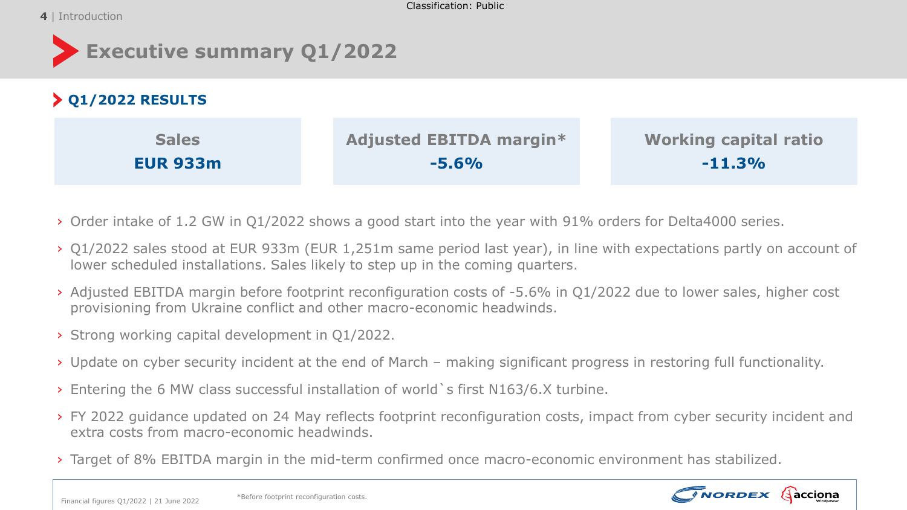# Executive summary Q1/2022

## Q1/2022 RESULTS

| Sales | Adjusted EBITDA margin* | Working capital ratio |
|---|---|---|
| **EUR 933m** | **-5.6%** | **-11.3%** |

- Order intake of 1.2 GW in Q1/2022 shows a good start into the year with 91% orders for Delta4000 series.
- Q1/2022 sales stood at EUR 933m (EUR 1,251m same period last year), in line with expectations partly on account of lower scheduled installations. Sales likely to step up in the coming quarters.
- Adjusted EBITDA margin before footprint reconfiguration costs of -5.6% in Q1/2022 due to lower sales, higher cost provisioning from Ukraine conflict and other macro-economic headwinds.
- Strong working capital development in Q1/2022.
- Update on cyber security incident at the end of March – making significant progress in restoring full functionality.
- Entering the 6 MW class successful installation of world`s first N163/6.X turbine.
- FY 2022 guidance updated on 24 May reflects footprint reconfiguration costs, impact from cyber security incident and extra costs from macro-economic headwinds.
- Target of 8% EBITDA margin in the mid-term confirmed once macro-economic environment has stabilized.

*Before footprint reconfiguration costs.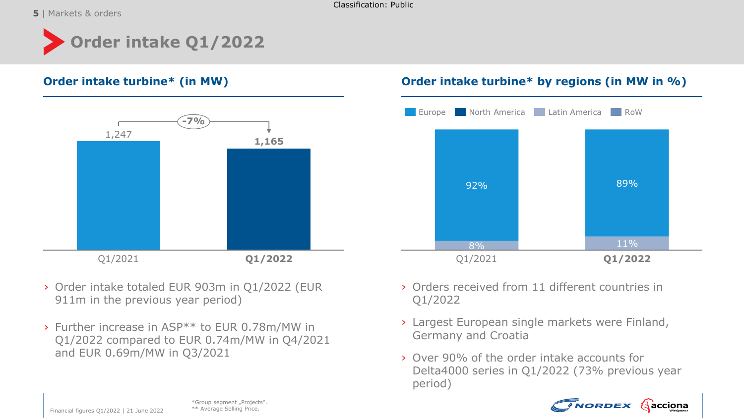# Order intake Q1/2022

## Order intake turbine* (in MW)

| | Q1/2021 | Q1/2022 |
|---|---|---|
| Order intake (MW) | 1,247 | 1,165 |

Change: -7%

- Order intake totaled EUR 903m in Q1/2022 (EUR 911m in the previous year period)
- Further increase in ASP** to EUR 0.78m/MW in Q1/2022 compared to EUR 0.74m/MW in Q4/2021 and EUR 0.69m/MW in Q3/2021

## Order intake turbine* by regions (in MW in %)

| | Q1/2021 | Q1/2022 |
|---|---|---|
| Europe | 92% | 89% |
| Latin America | 8% | 11% |

Legend: Europe, North America, Latin America, RoW

- Orders received from 11 different countries in Q1/2022
- Largest European single markets were Finland, Germany and Croatia
- Over 90% of the order intake accounts for Delta4000 series in Q1/2022 (73% previous year period)

*Group segment „Projects".
** Average Selling Price.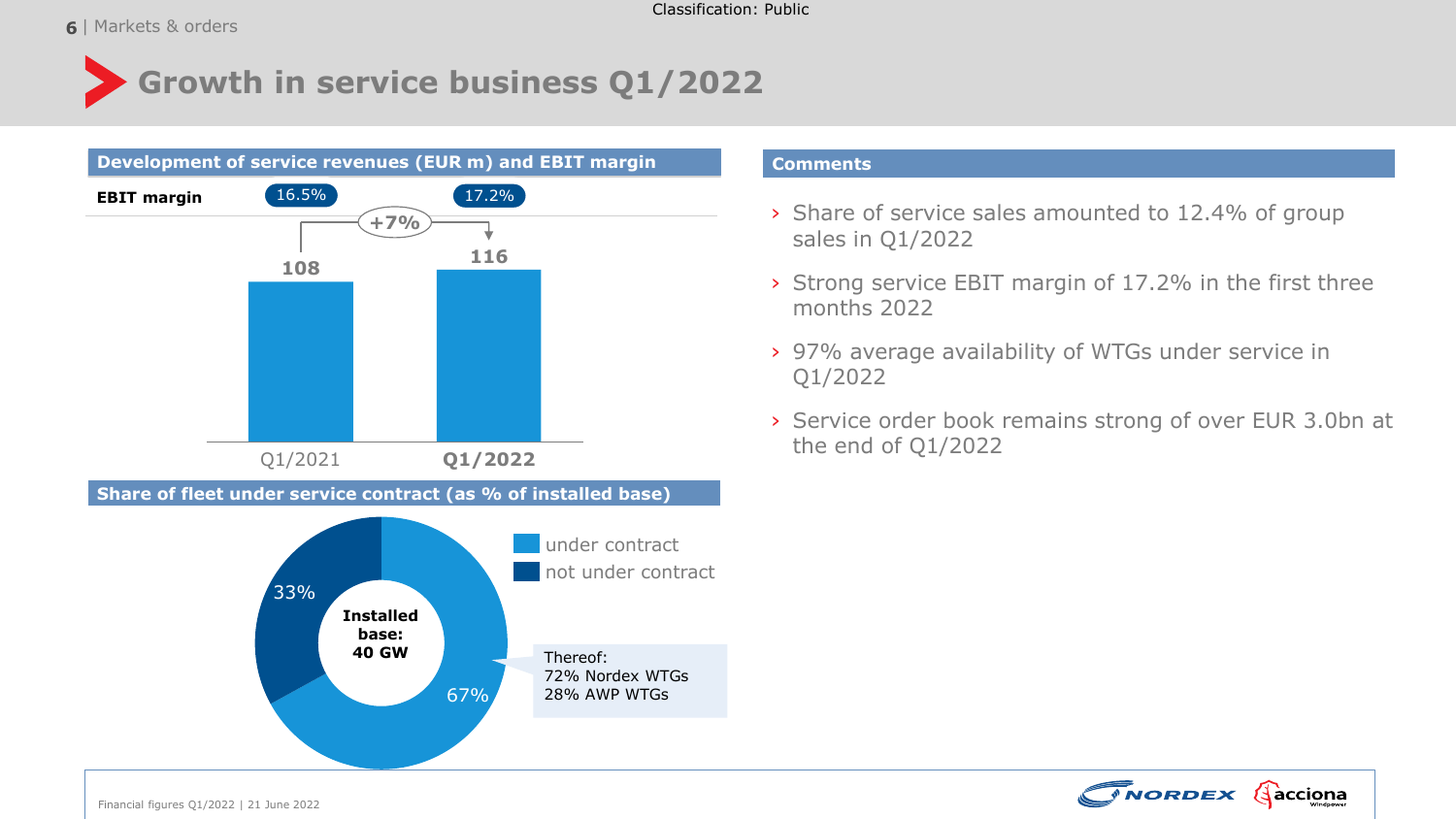# Growth in service business Q1/2022

## Development of service revenues (EUR m) and EBIT margin

| | Q1/2021 | Q1/2022 |
|---|---|---|
| EBIT margin | 16.5% | 17.2% |
| Service revenues (EUR m) | 108 | 116 |

+7%

## Share of fleet under service contract (as % of installed base)

Installed base: 40 GW

- under contract: 67%
- not under contract: 33%

Thereof:
72% Nordex WTGs
28% AWP WTGs

## Comments

- Share of service sales amounted to 12.4% of group sales in Q1/2022
- Strong service EBIT margin of 17.2% in the first three months 2022
- 97% average availability of WTGs under service in Q1/2022
- Service order book remains strong of over EUR 3.0bn at the end of Q1/2022

Financial figures Q1/2022 | 21 June 2022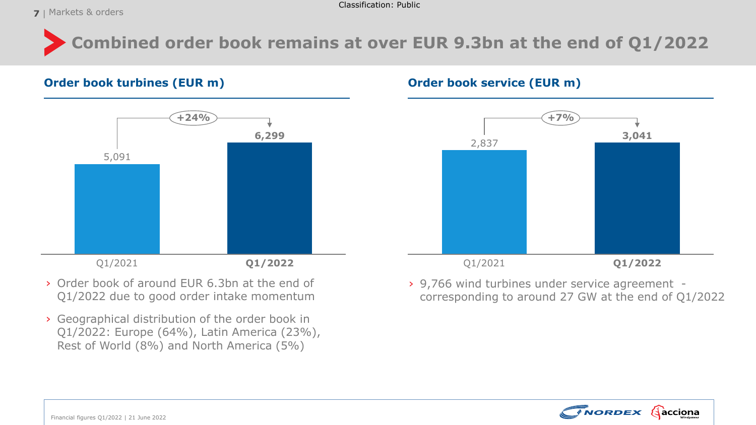# Combined order book remains at over EUR 9.3bn at the end of Q1/2022

## Order book turbines (EUR m)

| | Q1/2021 | Q1/2022 |
|---|---|---|
| Order book turbines (EUR m) | 5,091 | 6,299 |

+24%

- Order book of around EUR 6.3bn at the end of Q1/2022 due to good order intake momentum
- Geographical distribution of the order book in Q1/2022: Europe (64%), Latin America (23%), Rest of World (8%) and North America (5%)

## Order book service (EUR m)

| | Q1/2021 | Q1/2022 |
|---|---|---|
| Order book service (EUR m) | 2,837 | 3,041 |

+7%

- 9,766 wind turbines under service agreement - corresponding to around 27 GW at the end of Q1/2022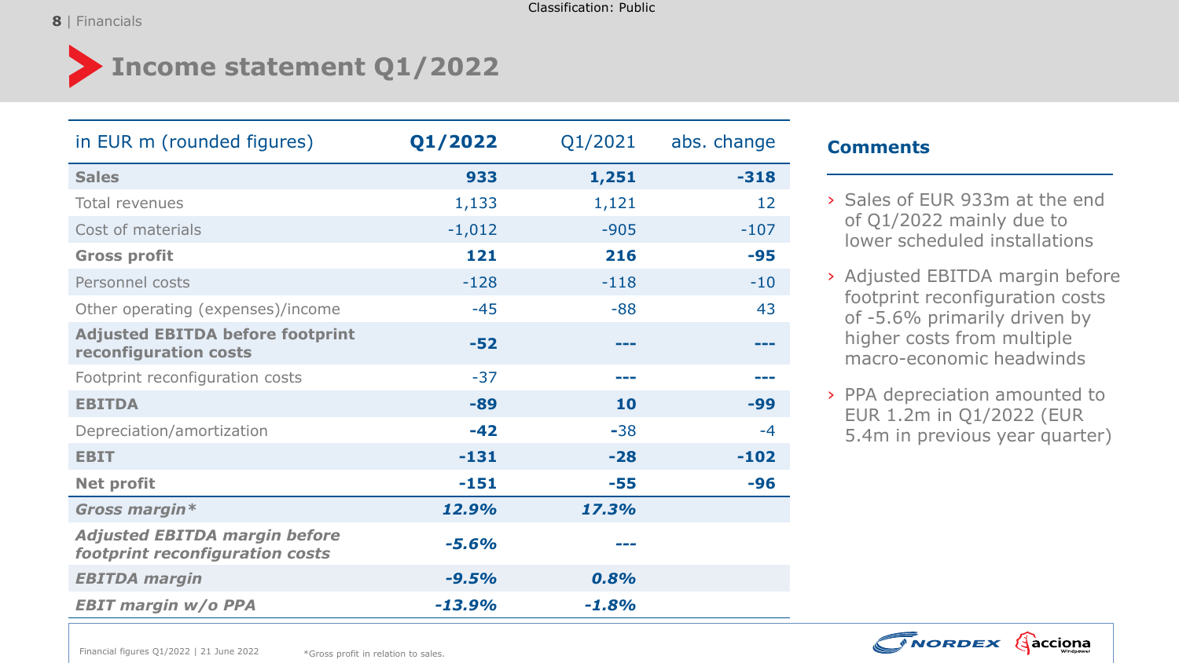# Income statement Q1/2022

| in EUR m (rounded figures) | **Q1/2022** | Q1/2021 | abs. change |
|---|---|---|---|
| **Sales** | **933** | **1,251** | **-318** |
| Total revenues | 1,133 | 1,121 | 12 |
| Cost of materials | -1,012 | -905 | -107 |
| **Gross profit** | **121** | **216** | **-95** |
| Personnel costs | -128 | -118 | -10 |
| Other operating (expenses)/income | -45 | -88 | 43 |
| **Adjusted EBITDA before footprint reconfiguration costs** | **-52** | **---** | **---** |
| Footprint reconfiguration costs | -37 | **---** | **---** |
| **EBITDA** | **-89** | **10** | **-99** |
| Depreciation/amortization | **-42** | **-**38 | -4 |
| **EBIT** | **-131** | **-28** | **-102** |
| **Net profit** | **-151** | **-55** | **-96** |
| ***Gross margin**** | ***12.9%*** | ***17.3%*** | |
| ***Adjusted EBITDA margin before footprint reconfiguration costs*** | ***-5.6%*** | ***---*** | |
| ***EBITDA margin*** | ***-9.5%*** | ***0.8%*** | |
| ***EBIT margin w/o PPA*** | ***-13.9%*** | ***-1.8%*** | |

## Comments

- Sales of EUR 933m at the end of Q1/2022 mainly due to lower scheduled installations
- Adjusted EBITDA margin before footprint reconfiguration costs of -5.6% primarily driven by higher costs from multiple macro-economic headwinds
- PPA depreciation amounted to EUR 1.2m in Q1/2022 (EUR 5.4m in previous year quarter)

Financial figures Q1/2022 | 21 June 2022

*Gross profit in relation to sales.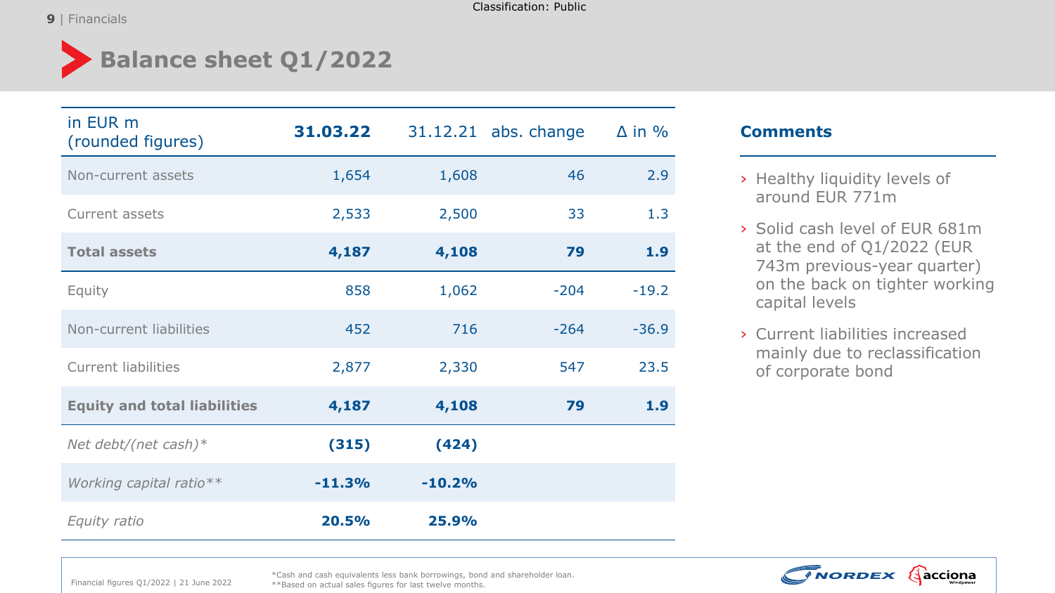# Balance sheet Q1/2022

| in EUR m (rounded figures) | **31.03.22** | 31.12.21 | abs. change | Δ in % |
|---|---|---|---|---|
| Non-current assets | 1,654 | 1,608 | 46 | 2.9 |
| Current assets | 2,533 | 2,500 | 33 | 1.3 |
| **Total assets** | **4,187** | **4,108** | **79** | **1.9** |
| Equity | 858 | 1,062 | -204 | -19.2 |
| Non-current liabilities | 452 | 716 | -264 | -36.9 |
| Current liabilities | 2,877 | 2,330 | 547 | 23.5 |
| **Equity and total liabilities** | **4,187** | **4,108** | **79** | **1.9** |
| *Net debt/(net cash)** | **(315)** | **(424)** | | |
| *Working capital ratio*** | **-11.3%** | **-10.2%** | | |
| *Equity ratio* | **20.5%** | **25.9%** | | |

## Comments

- Healthy liquidity levels of around EUR 771m
- Solid cash level of EUR 681m at the end of Q1/2022 (EUR 743m previous-year quarter) on the back on tighter working capital levels
- Current liabilities increased mainly due to reclassification of corporate bond

*Cash and cash equivalents less bank borrowings, bond and shareholder loan.
**Based on actual sales figures for last twelve months.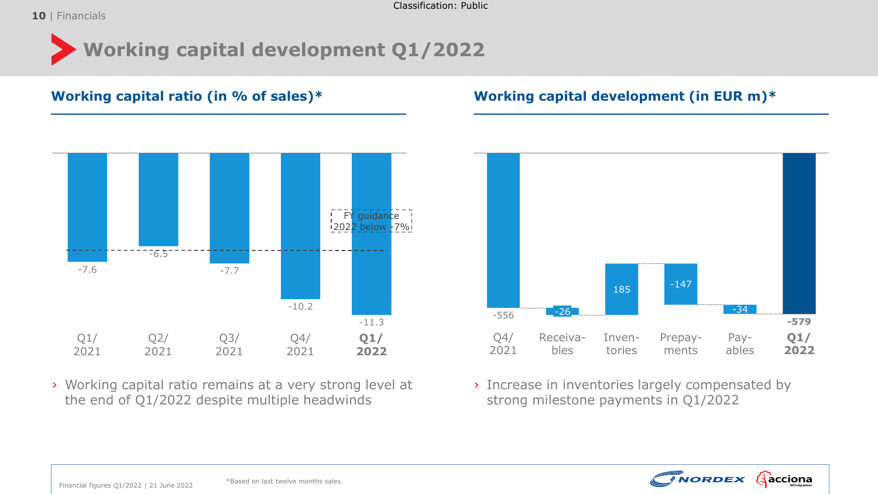# Working capital development Q1/2022

## Working capital ratio (in % of sales)*

| Quarter | Q1/2021 | Q2/2021 | Q3/2021 | Q4/2021 | **Q1/2022** |
|---|---|---|---|---|---|
| Working capital ratio (%) | -7.6 | -6.5 | -7.7 | -10.2 | -11.3 |

FY guidance 2022 below -7%

› Working capital ratio remains at a very strong level at the end of Q1/2022 despite multiple headwinds

## Working capital development (in EUR m)*

| Q4/2021 | Receivables | Inventories | Prepayments | Payables | **Q1/2022** |
|---|---|---|---|---|---|
| -556 | -26 | 185 | -147 | -34 | **-579** |

› Increase in inventories largely compensated by strong milestone payments in Q1/2022

*Based on last twelve months sales.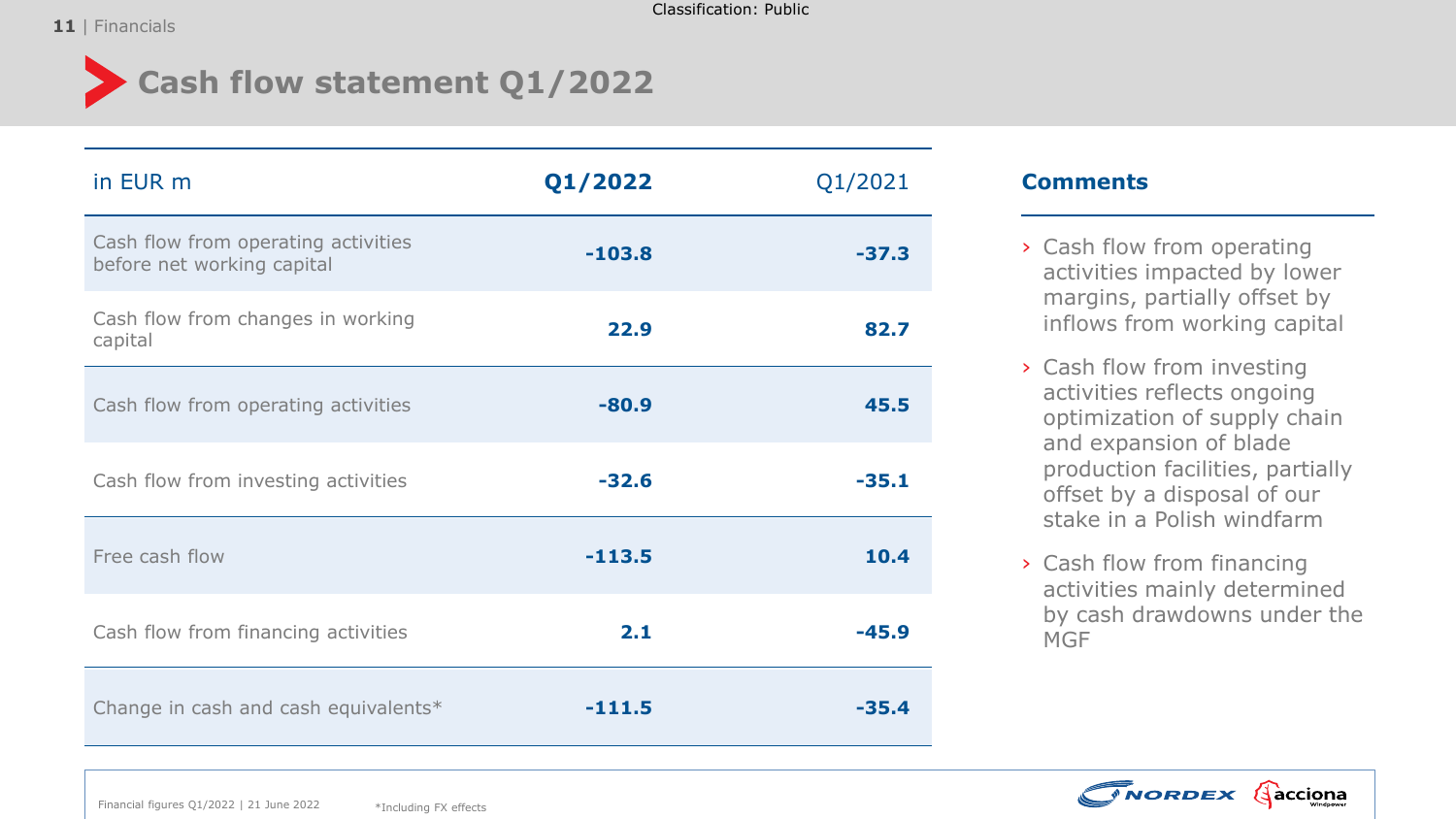# Cash flow statement Q1/2022

| in EUR m | **Q1/2022** | Q1/2021 |
|---|---|---|
| Cash flow from operating activities before net working capital | **-103.8** | **-37.3** |
| Cash flow from changes in working capital | **22.9** | **82.7** |
| Cash flow from operating activities | **-80.9** | **45.5** |
| Cash flow from investing activities | **-32.6** | **-35.1** |
| Free cash flow | **-113.5** | **10.4** |
| Cash flow from financing activities | **2.1** | **-45.9** |
| Change in cash and cash equivalents* | **-111.5** | **-35.4** |

*Including FX effects

## Comments

- Cash flow from operating activities impacted by lower margins, partially offset by inflows from working capital
- Cash flow from investing activities reflects ongoing optimization of supply chain and expansion of blade production facilities, partially offset by a disposal of our stake in a Polish windfarm
- Cash flow from financing activities mainly determined by cash drawdowns under the MGF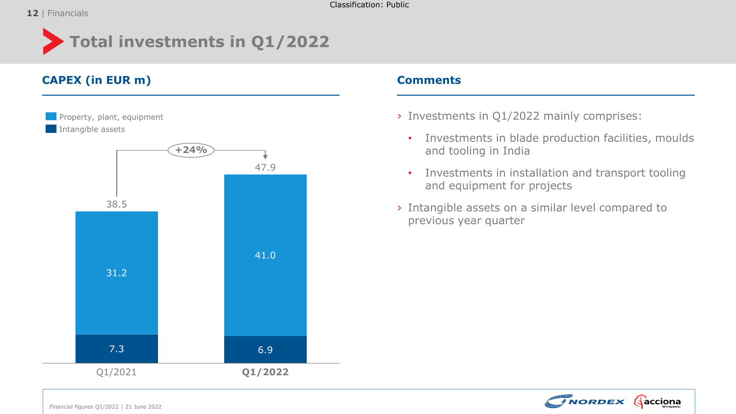# Total investments in Q1/2022

## CAPEX (in EUR m)

| | Q1/2021 | **Q1/2022** |
|---|---|---|
| Property, plant, equipment | 31.2 | 41.0 |
| Intangible assets | 7.3 | 6.9 |
| Total | 38.5 | 47.9 |

+24%

## Comments

- Investments in Q1/2022 mainly comprises:
  - Investments in blade production facilities, moulds and tooling in India
  - Investments in installation and transport tooling and equipment for projects
- Intangible assets on a similar level compared to previous year quarter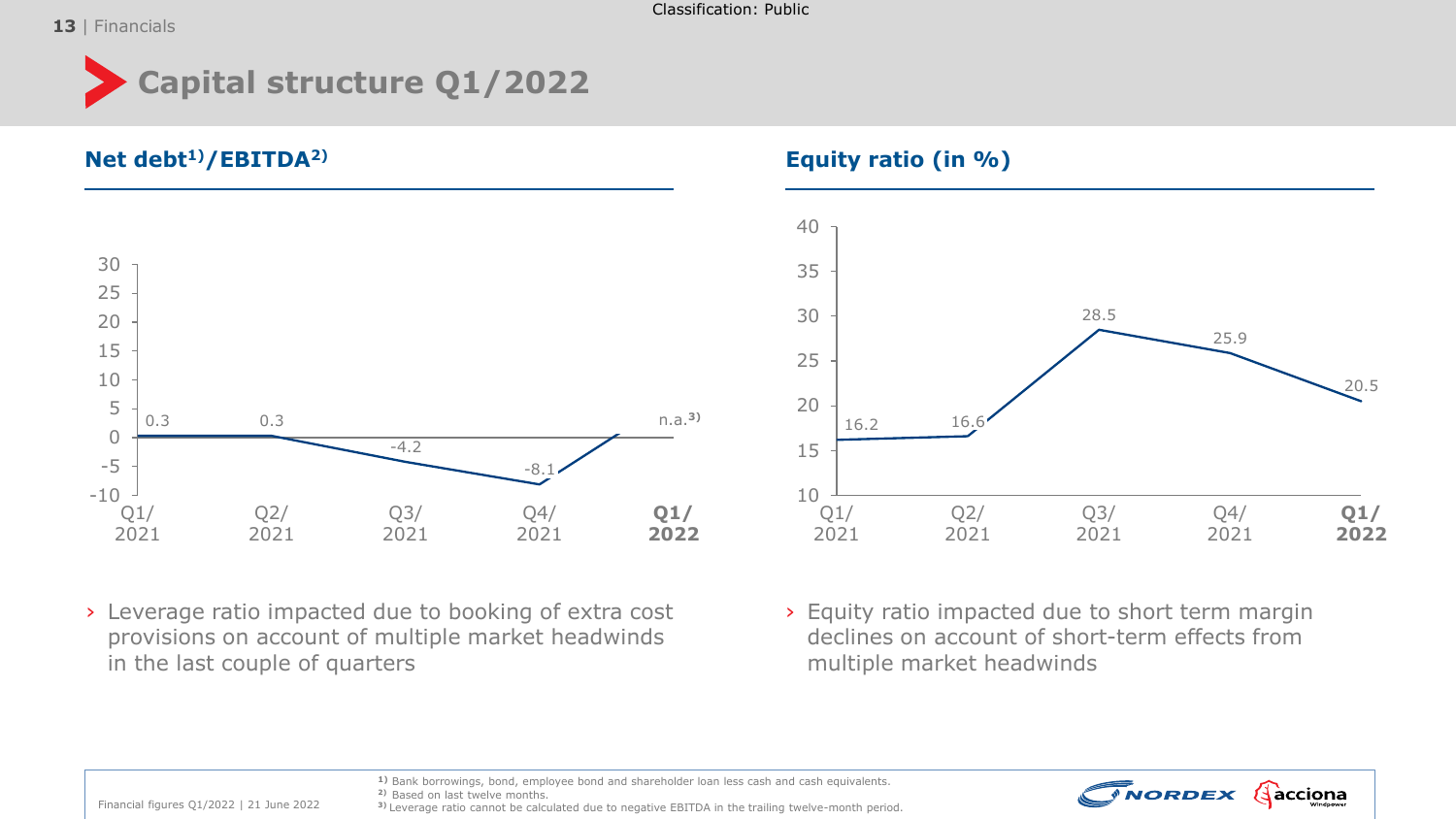# Capital structure Q1/2022

## Net debt[1)]/EBITDA[2)]

| Q1/2021 | Q2/2021 | Q3/2021 | Q4/2021 | **Q1/2022** |
|---|---|---|---|---|
| 0.3 | 0.3 | -4.2 | -8.1 | n.a.[3)] |

› Leverage ratio impacted due to booking of extra cost provisions on account of multiple market headwinds in the last couple of quarters

## Equity ratio (in %)

| Q1/2021 | Q2/2021 | Q3/2021 | Q4/2021 | **Q1/2022** |
|---|---|---|---|---|
| 16.2 | 16.6 | 28.5 | 25.9 | 20.5 |

› Equity ratio impacted due to short term margin declines on account of short-term effects from multiple market headwinds

[1)] Bank borrowings, bond, employee bond and shareholder loan less cash and cash equivalents.
[2)] Based on last twelve months.
[3)] Leverage ratio cannot be calculated due to negative EBITDA in the trailing twelve-month period.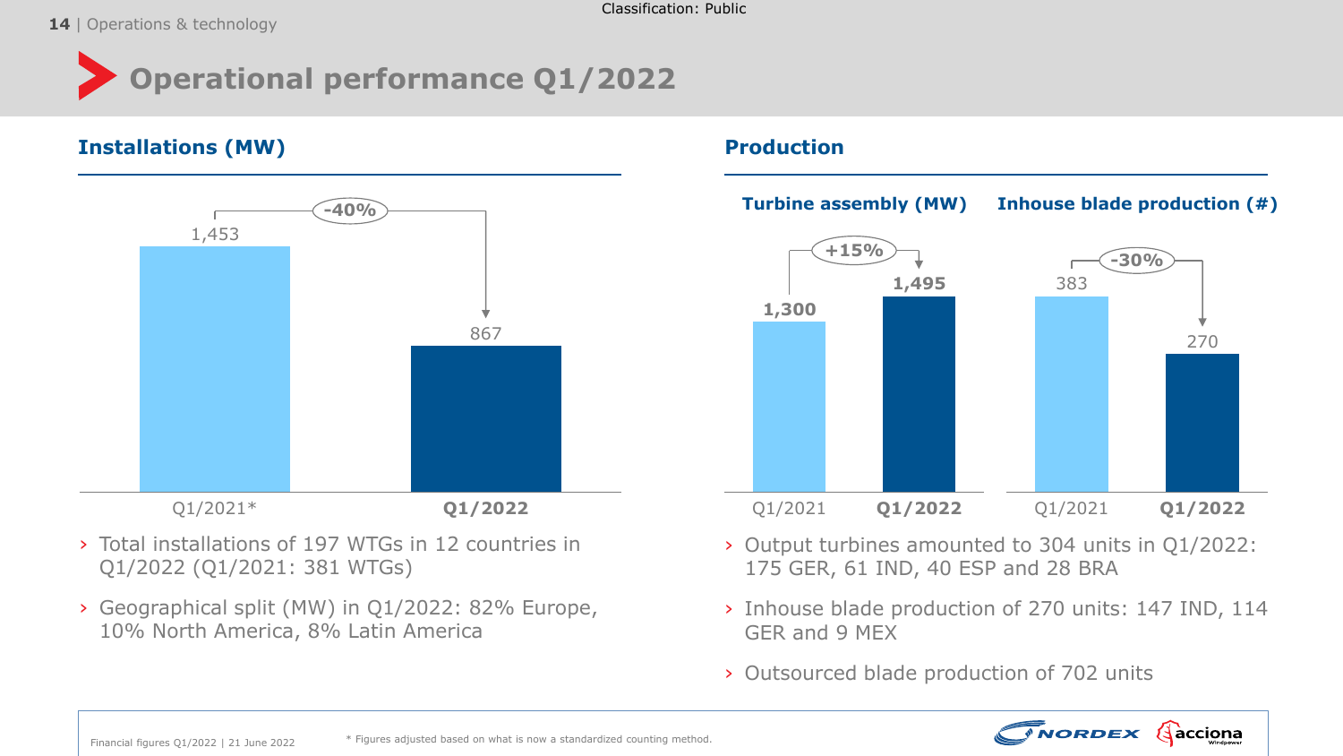# Operational performance Q1/2022

## Installations (MW)

| | Q1/2021* | Q1/2022 |
|---|---|---|
| Installations (MW) | 1,453 | 867 |

Change: -40%

- Total installations of 197 WTGs in 12 countries in Q1/2022 (Q1/2021: 381 WTGs)
- Geographical split (MW) in Q1/2022: 82% Europe, 10% North America, 8% Latin America

## Production

### Turbine assembly (MW)

| | Q1/2021 | Q1/2022 |
|---|---|---|
| Turbine assembly (MW) | 1,300 | 1,495 |

Change: +15%

### Inhouse blade production (#)

| | Q1/2021 | Q1/2022 |
|---|---|---|
| Inhouse blade production (#) | 383 | 270 |

Change: -30%

- Output turbines amounted to 304 units in Q1/2022: 175 GER, 61 IND, 40 ESP and 28 BRA
- Inhouse blade production of 270 units: 147 IND, 114 GER and 9 MEX
- Outsourced blade production of 702 units

\* Figures adjusted based on what is now a standardized counting method.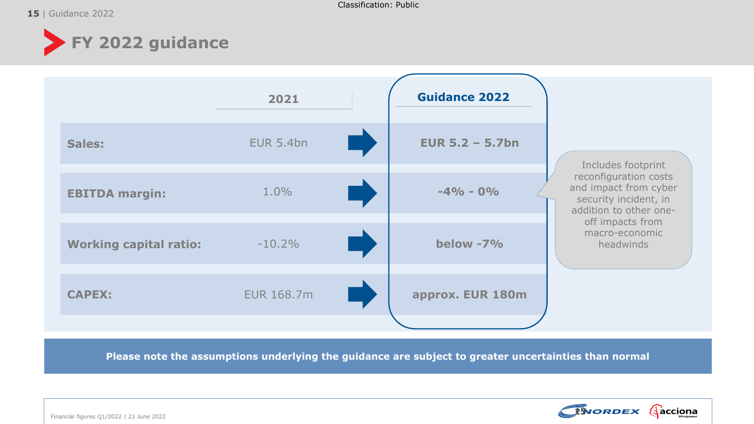# FY 2022 guidance

| | 2021 | Guidance 2022 |
|---|---|---|
| **Sales:** | EUR 5.4bn | **EUR 5.2 – 5.7bn** |
| **EBITDA margin:** | 1.0% | **-4% - 0%** |
| **Working capital ratio:** | -10.2% | **below -7%** |
| **CAPEX:** | EUR 168.7m | **approx. EUR 180m** |

Includes footprint reconfiguration costs and impact from cyber security incident, in addition to other one-off impacts from macro-economic headwinds

**Please note the assumptions underlying the guidance are subject to greater uncertainties than normal**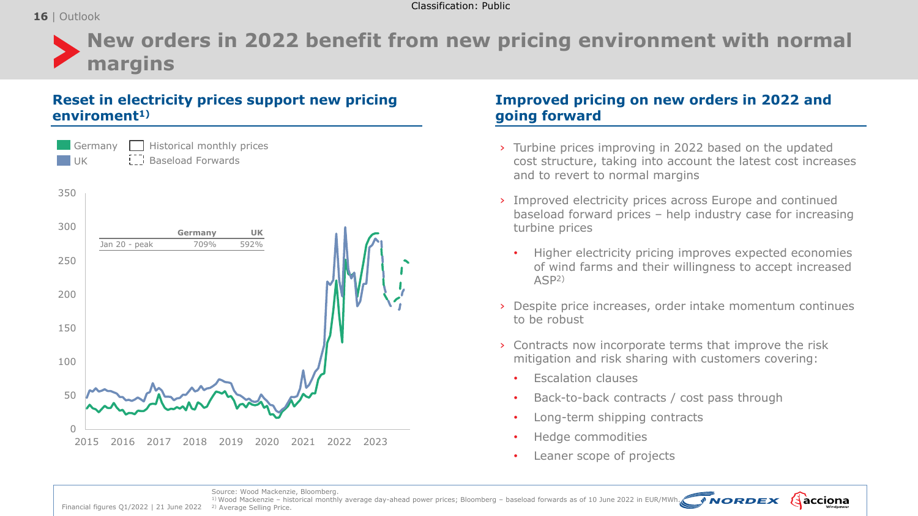Classification: Public

# New orders in 2022 benefit from new pricing environment with normal margins

## Reset in electricity prices support new pricing enviroment[1)]

Germany | UK | Historical monthly prices | Baseload Forwards

| | Germany | UK |
|---|---|---|
| Jan 20 - peak | 709% | 592% |

350
300
250
200
150
100
50
0

2015 2016 2017 2018 2019 2020 2021 2022 2023

## Improved pricing on new orders in 2022 and going forward

- Turbine prices improving in 2022 based on the updated cost structure, taking into account the latest cost increases and to revert to normal margins
- Improved electricity prices across Europe and continued baseload forward prices – help industry case for increasing turbine prices
  - Higher electricity pricing improves expected economies of wind farms and their willingness to accept increased ASP[2)]
- Despite price increases, order intake momentum continues to be robust
- Contracts now incorporate terms that improve the risk mitigation and risk sharing with customers covering:
  - Escalation clauses
  - Back-to-back contracts / cost pass through
  - Long-term shipping contracts
  - Hedge commodities
  - Leaner scope of projects

Source: Wood Mackenzie, Bloomberg.
[1)] Wood Mackenzie – historical monthly average day-ahead power prices; Bloomberg – baseload forwards as of 10 June 2022 in EUR/MWh.
[2)] Average Selling Price.

Financial figures Q1/2022 | 21 June 2022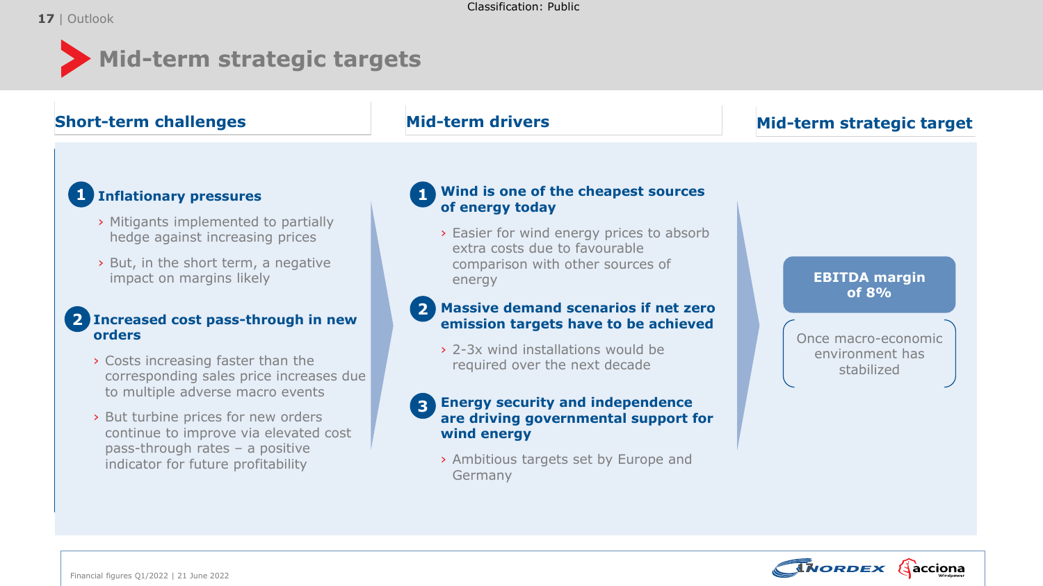# Mid-term strategic targets

## Short-term challenges

**1 Inflationary pressures**

- Mitigants implemented to partially hedge against increasing prices
- But, in the short term, a negative impact on margins likely

**2 Increased cost pass-through in new orders**

- Costs increasing faster than the corresponding sales price increases due to multiple adverse macro events
- But turbine prices for new orders continue to improve via elevated cost pass-through rates – a positive indicator for future profitability

## Mid-term drivers

**1 Wind is one of the cheapest sources of energy today**

- Easier for wind energy prices to absorb extra costs due to favourable comparison with other sources of energy

**2 Massive demand scenarios if net zero emission targets have to be achieved**

- 2-3x wind installations would be required over the next decade

**3 Energy security and independence are driving governmental support for wind energy**

- Ambitious targets set by Europe and Germany

## Mid-term strategic target

**EBITDA margin of 8%**

Once macro-economic environment has stabilized

Financial figures Q1/2022 | 21 June 2022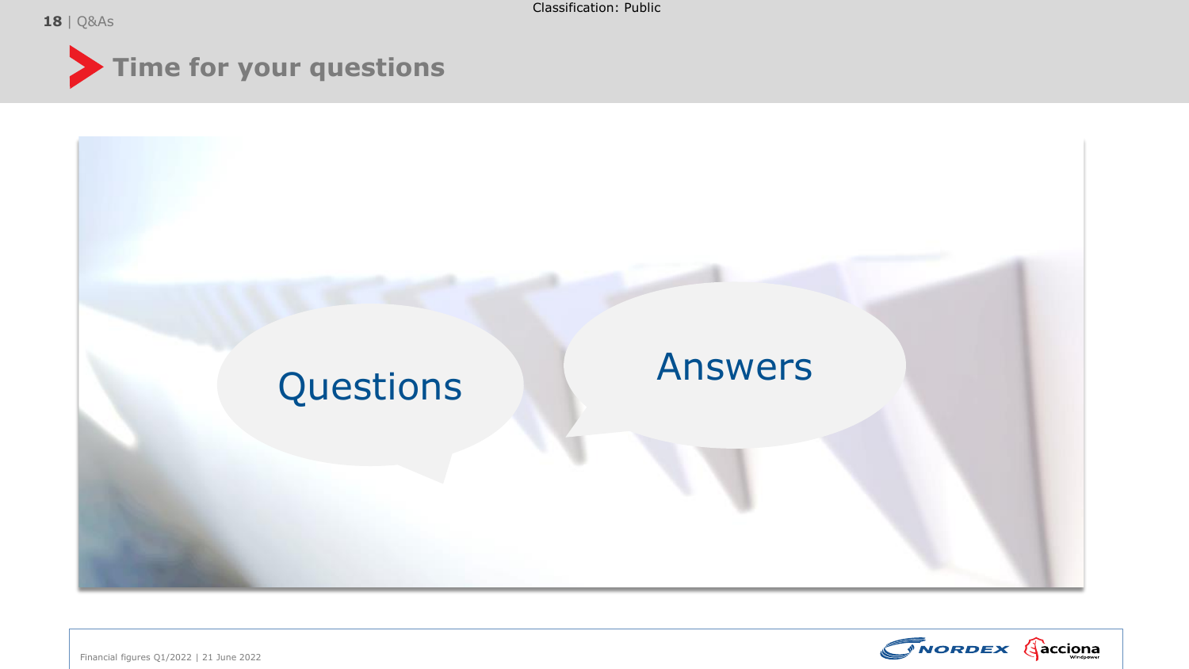# Time for your questions

Questions

Answers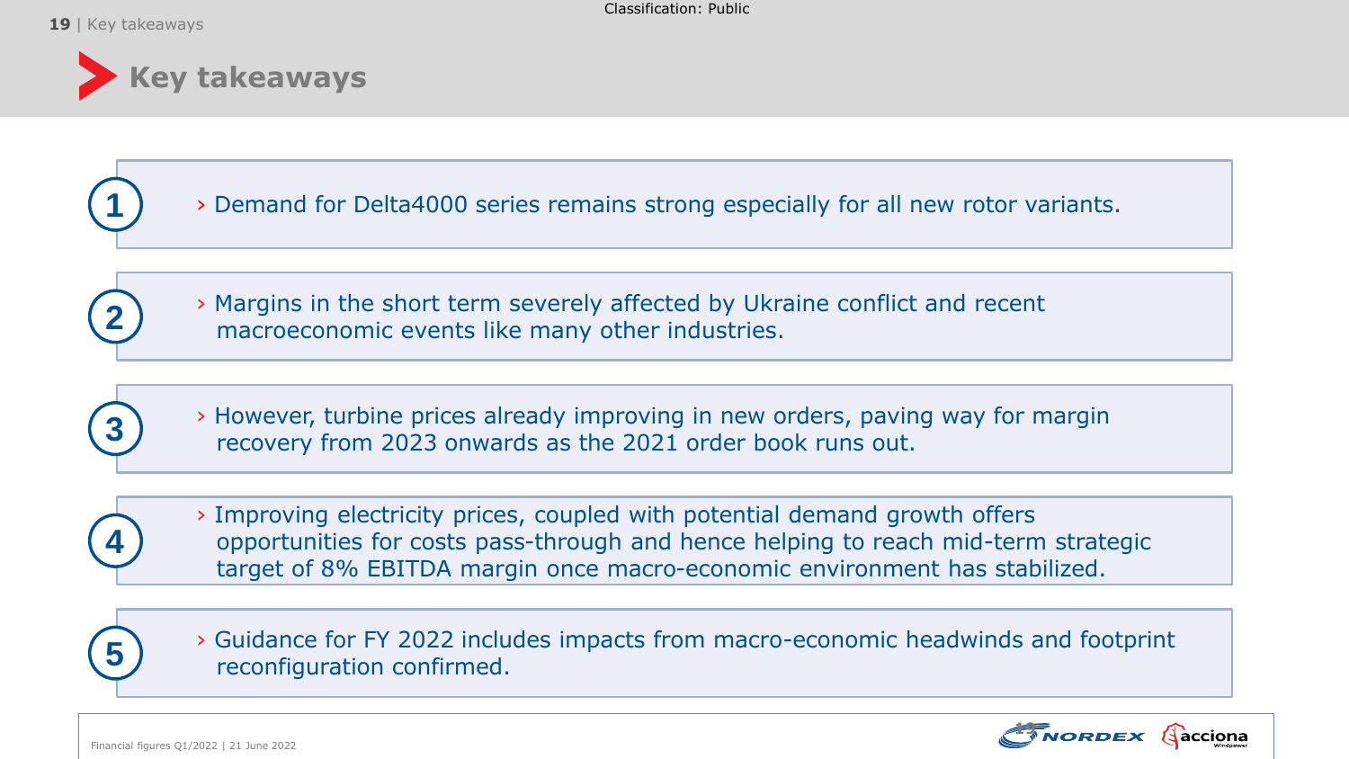# Key takeaways

1. Demand for Delta4000 series remains strong especially for all new rotor variants.

2. Margins in the short term severely affected by Ukraine conflict and recent macroeconomic events like many other industries.

3. However, turbine prices already improving in new orders, paving way for margin recovery from 2023 onwards as the 2021 order book runs out.

4. Improving electricity prices, coupled with potential demand growth offers opportunities for costs pass-through and hence helping to reach mid-term strategic target of 8% EBITDA margin once macro-economic environment has stabilized.

5. Guidance for FY 2022 includes impacts from macro-economic headwinds and footprint reconfiguration confirmed.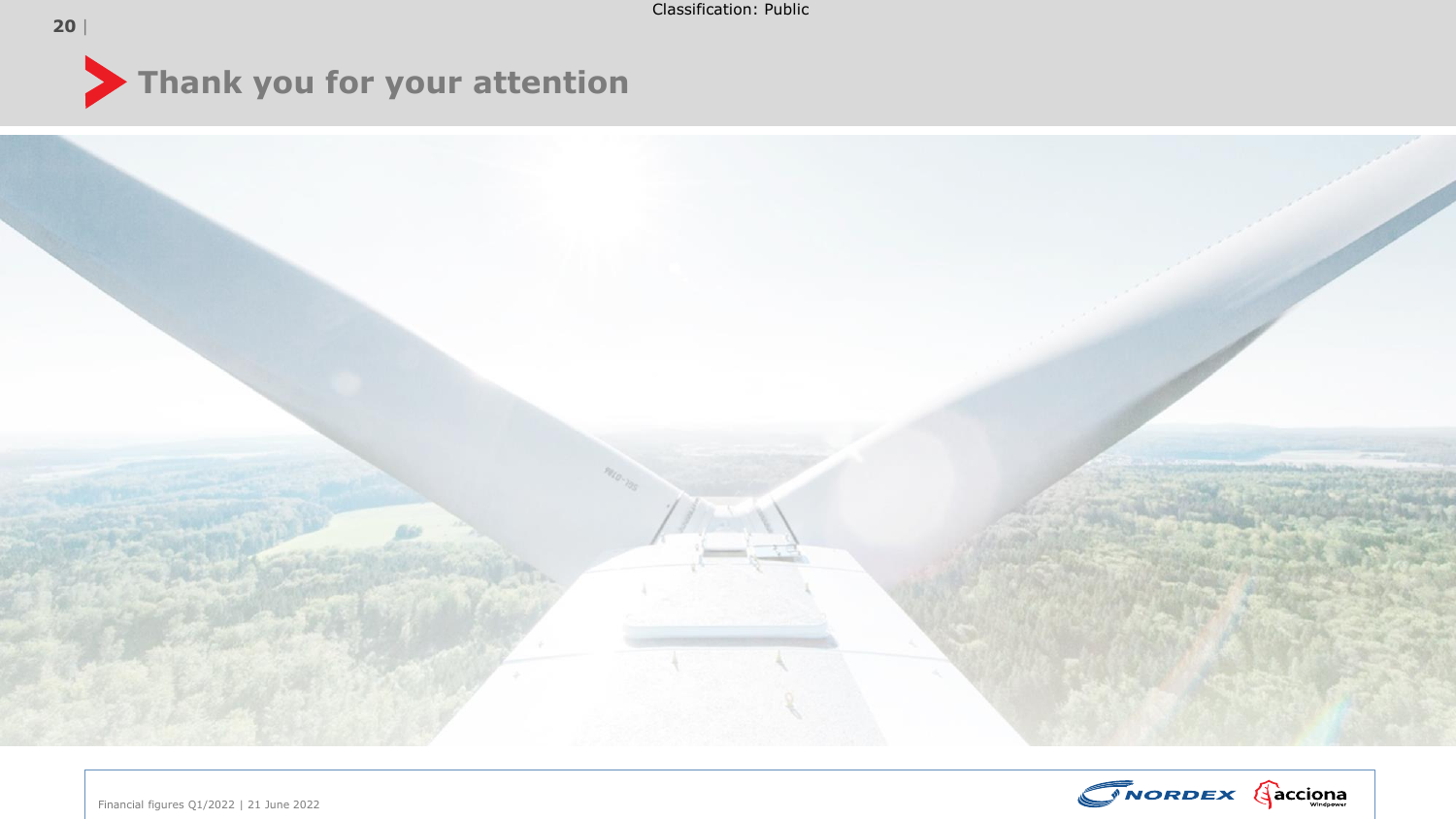# Thank you for your attention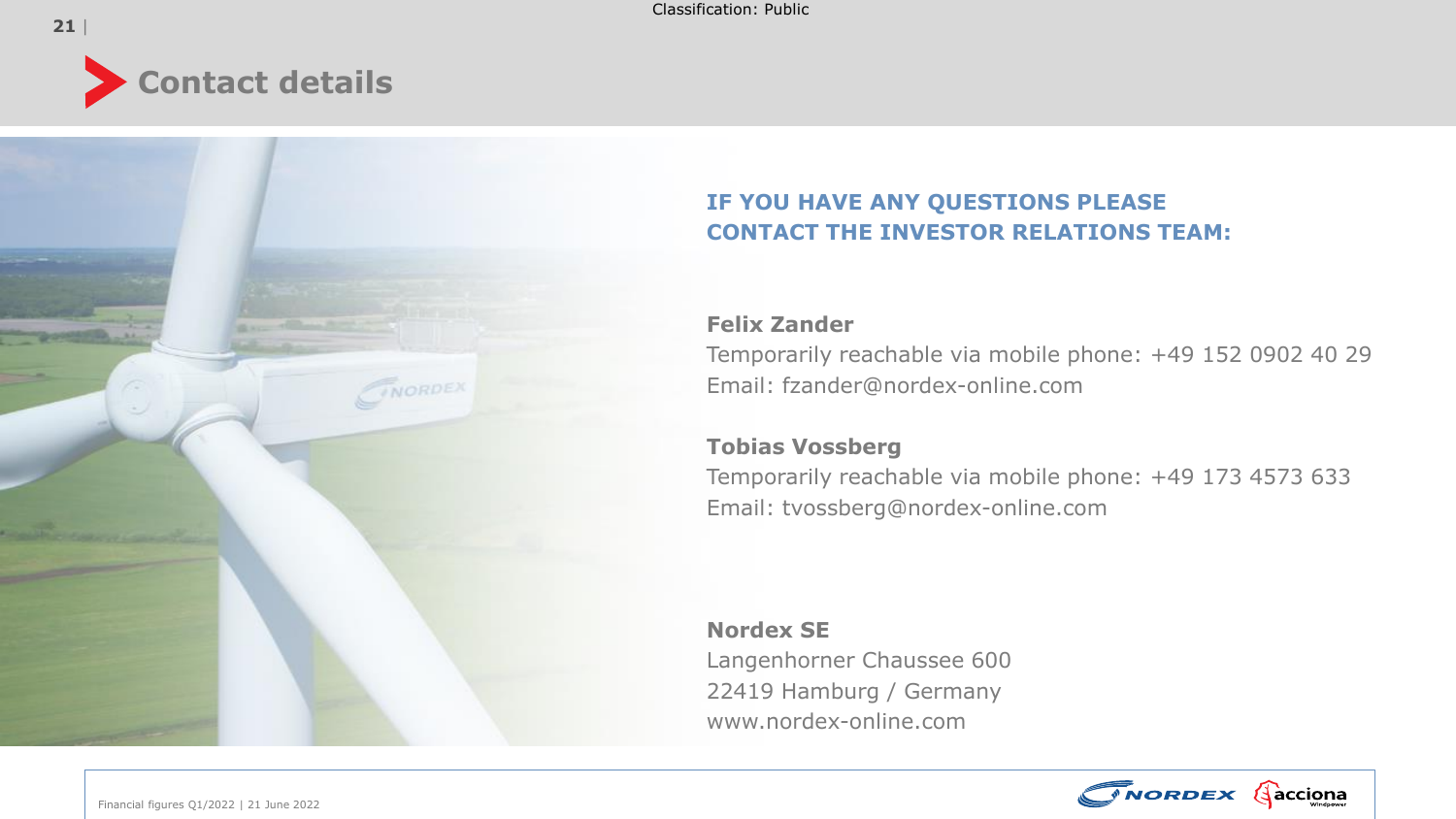# Contact details

**IF YOU HAVE ANY QUESTIONS PLEASE CONTACT THE INVESTOR RELATIONS TEAM:**

**Felix Zander**
Temporarily reachable via mobile phone: +49 152 0902 40 29
Email: fzander@nordex-online.com

**Tobias Vossberg**
Temporarily reachable via mobile phone: +49 173 4573 633
Email: tvossberg@nordex-online.com

**Nordex SE**
Langenhorner Chaussee 600
22419 Hamburg / Germany
www.nordex-online.com